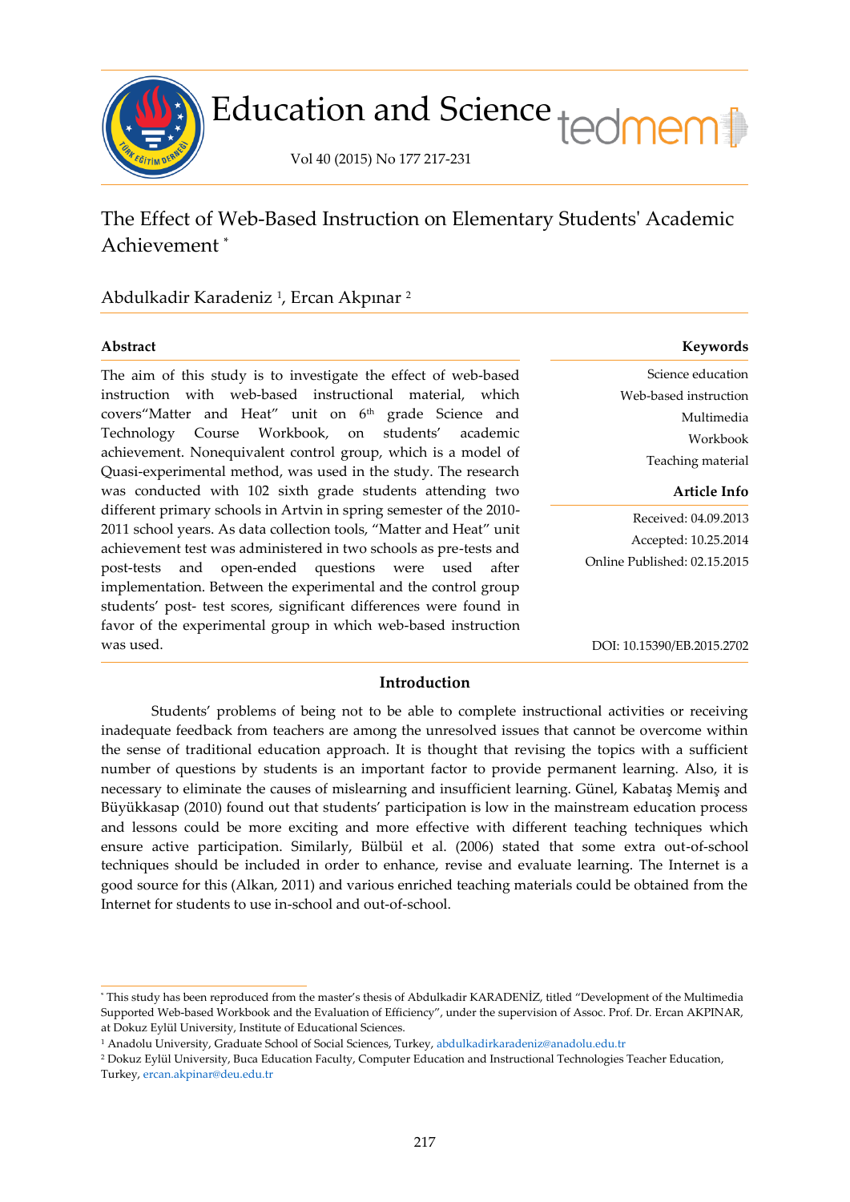# The Effect of Web-Based Instruction on Elementary Students' Academic Achievement *

Abdulkadir Karadeniz [1], Ercan Akpınar [2]

## Abstract

The aim of this study is to investigate the effect of web-based instruction with web-based instructional material, which covers"Matter and Heat" unit on 6th grade Science and Technology Course Workbook, on students' academic achievement. Nonequivalent control group, which is a model of Quasi-experimental method, was used in the study. The research was conducted with 102 sixth grade students attending two different primary schools in Artvin in spring semester of the 2010-2011 school years. As data collection tools, "Matter and Heat" unit achievement test was administered in two schools as pre-tests and post-tests and open-ended questions were used after implementation. Between the experimental and the control group students' post- test scores, significant differences were found in favor of the experimental group in which web-based instruction was used.

**Keywords**

Science education
Web-based instruction
Multimedia
Workbook
Teaching material

**Article Info**

Received: 04.09.2013
Accepted: 10.25.2014
Online Published: 02.15.2015

DOI: 10.15390/EB.2015.2702

## Introduction

Students' problems of being not to be able to complete instructional activities or receiving inadequate feedback from teachers are among the unresolved issues that cannot be overcome within the sense of traditional education approach. It is thought that revising the topics with a sufficient number of questions by students is an important factor to provide permanent learning. Also, it is necessary to eliminate the causes of mislearning and insufficient learning. Günel, Kabataş Memiş and Büyükkasap (2010) found out that students' participation is low in the mainstream education process and lessons could be more exciting and more effective with different teaching techniques which ensure active participation. Similarly, Bülbül et al. (2006) stated that some extra out-of-school techniques should be included in order to enhance, revise and evaluate learning. The Internet is a good source for this (Alkan, 2011) and various enriched teaching materials could be obtained from the Internet for students to use in-school and out-of-school.

---

* This study has been reproduced from the master's thesis of Abdulkadir KARADENİZ, titled "Development of the Multimedia Supported Web-based Workbook and the Evaluation of Efficiency", under the supervision of Assoc. Prof. Dr. Ercan AKPINAR, at Dokuz Eylül University, Institute of Educational Sciences.

[1] Anadolu University, Graduate School of Social Sciences, Turkey, abdulkadirkaradeniz@anadolu.edu.tr

[2] Dokuz Eylül University, Buca Education Faculty, Computer Education and Instructional Technologies Teacher Education, Turkey, ercan.akpinar@deu.edu.tr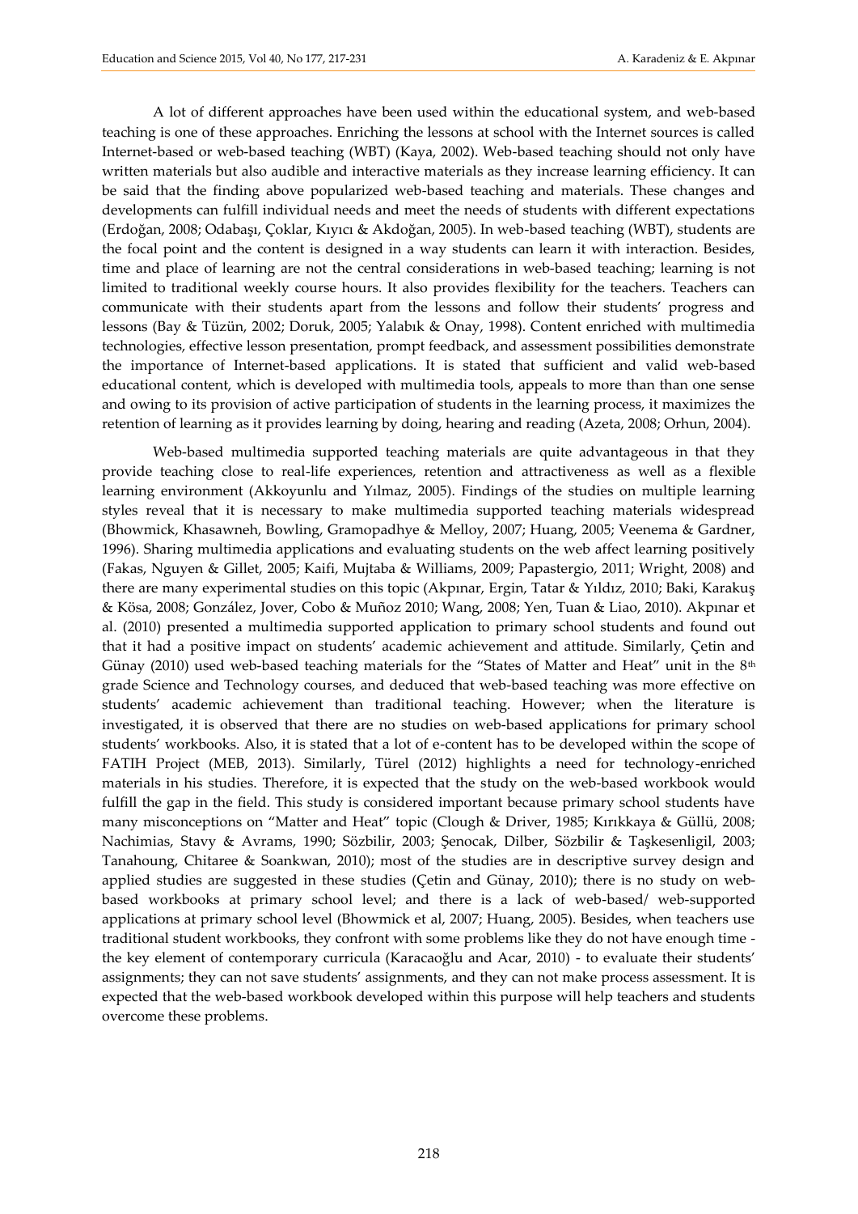A lot of different approaches have been used within the educational system, and web-based teaching is one of these approaches. Enriching the lessons at school with the Internet sources is called Internet-based or web-based teaching (WBT) (Kaya, 2002). Web-based teaching should not only have written materials but also audible and interactive materials as they increase learning efficiency. It can be said that the finding above popularized web-based teaching and materials. These changes and developments can fulfill individual needs and meet the needs of students with different expectations (Erdoğan, 2008; Odabaşı, Çoklar, Kıyıcı & Akdoğan, 2005). In web-based teaching (WBT), students are the focal point and the content is designed in a way students can learn it with interaction. Besides, time and place of learning are not the central considerations in web-based teaching; learning is not limited to traditional weekly course hours. It also provides flexibility for the teachers. Teachers can communicate with their students apart from the lessons and follow their students' progress and lessons (Bay & Tüzün, 2002; Doruk, 2005; Yalabık & Onay, 1998). Content enriched with multimedia technologies, effective lesson presentation, prompt feedback, and assessment possibilities demonstrate the importance of Internet-based applications. It is stated that sufficient and valid web-based educational content, which is developed with multimedia tools, appeals to more than than one sense and owing to its provision of active participation of students in the learning process, it maximizes the retention of learning as it provides learning by doing, hearing and reading (Azeta, 2008; Orhun, 2004).

Web-based multimedia supported teaching materials are quite advantageous in that they provide teaching close to real-life experiences, retention and attractiveness as well as a flexible learning environment (Akkoyunlu and Yılmaz, 2005). Findings of the studies on multiple learning styles reveal that it is necessary to make multimedia supported teaching materials widespread (Bhowmick, Khasawneh, Bowling, Gramopadhye & Melloy, 2007; Huang, 2005; Veenema & Gardner, 1996). Sharing multimedia applications and evaluating students on the web affect learning positively (Fakas, Nguyen & Gillet, 2005; Kaifi, Mujtaba & Williams, 2009; Papastergio, 2011; Wright, 2008) and there are many experimental studies on this topic (Akpınar, Ergin, Tatar & Yıldız, 2010; Baki, Karakuş & Kösa, 2008; González, Jover, Cobo & Muñoz 2010; Wang, 2008; Yen, Tuan & Liao, 2010). Akpınar et al. (2010) presented a multimedia supported application to primary school students and found out that it had a positive impact on students' academic achievement and attitude. Similarly, Çetin and Günay (2010) used web-based teaching materials for the "States of Matter and Heat" unit in the 8th grade Science and Technology courses, and deduced that web-based teaching was more effective on students' academic achievement than traditional teaching. However; when the literature is investigated, it is observed that there are no studies on web-based applications for primary school students' workbooks. Also, it is stated that a lot of e-content has to be developed within the scope of FATIH Project (MEB, 2013). Similarly, Türel (2012) highlights a need for technology-enriched materials in his studies. Therefore, it is expected that the study on the web-based workbook would fulfill the gap in the field. This study is considered important because primary school students have many misconceptions on "Matter and Heat" topic (Clough & Driver, 1985; Kırıkkaya & Güllü, 2008; Nachimias, Stavy & Avrams, 1990; Sözbilir, 2003; Şenocak, Dilber, Sözbilir & Taşkesenligil, 2003; Tanahoung, Chitaree & Soankwan, 2010); most of the studies are in descriptive survey design and applied studies are suggested in these studies (Çetin and Günay, 2010); there is no study on web-based workbooks at primary school level; and there is a lack of web-based/ web-supported applications at primary school level (Bhowmick et al, 2007; Huang, 2005). Besides, when teachers use traditional student workbooks, they confront with some problems like they do not have enough time - the key element of contemporary curricula (Karacaoğlu and Acar, 2010) - to evaluate their students' assignments; they can not save students' assignments, and they can not make process assessment. It is expected that the web-based workbook developed within this purpose will help teachers and students overcome these problems.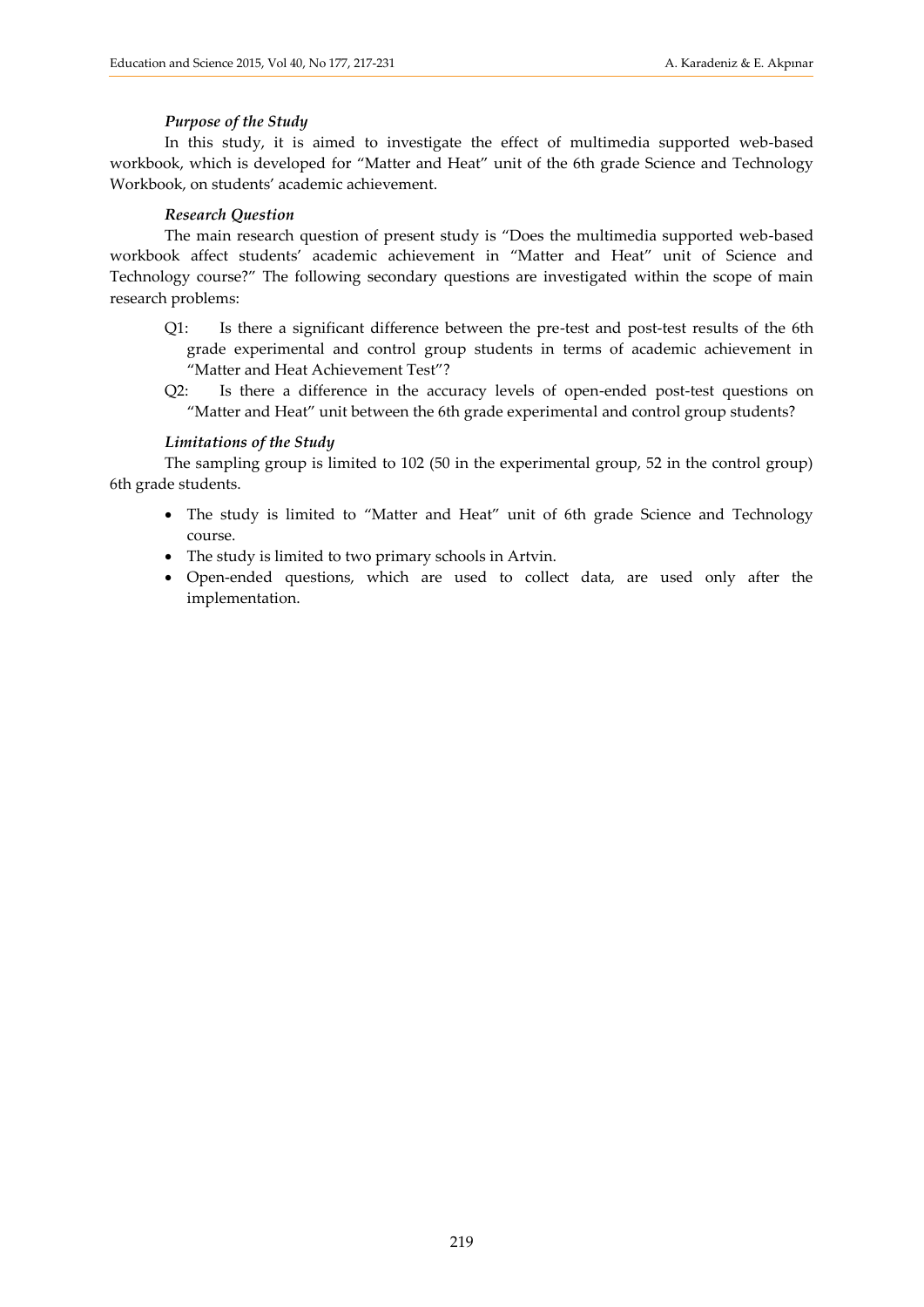### *Purpose of the Study*

In this study, it is aimed to investigate the effect of multimedia supported web-based workbook, which is developed for "Matter and Heat" unit of the 6th grade Science and Technology Workbook, on students' academic achievement.

### *Research Question*

The main research question of present study is "Does the multimedia supported web-based workbook affect students' academic achievement in "Matter and Heat" unit of Science and Technology course?" The following secondary questions are investigated within the scope of main research problems:

Q1: Is there a significant difference between the pre-test and post-test results of the 6th grade experimental and control group students in terms of academic achievement in "Matter and Heat Achievement Test"?

Q2: Is there a difference in the accuracy levels of open-ended post-test questions on "Matter and Heat" unit between the 6th grade experimental and control group students?

### *Limitations of the Study*

The sampling group is limited to 102 (50 in the experimental group, 52 in the control group) 6th grade students.

- The study is limited to "Matter and Heat" unit of 6th grade Science and Technology course.
- The study is limited to two primary schools in Artvin.
- Open-ended questions, which are used to collect data, are used only after the implementation.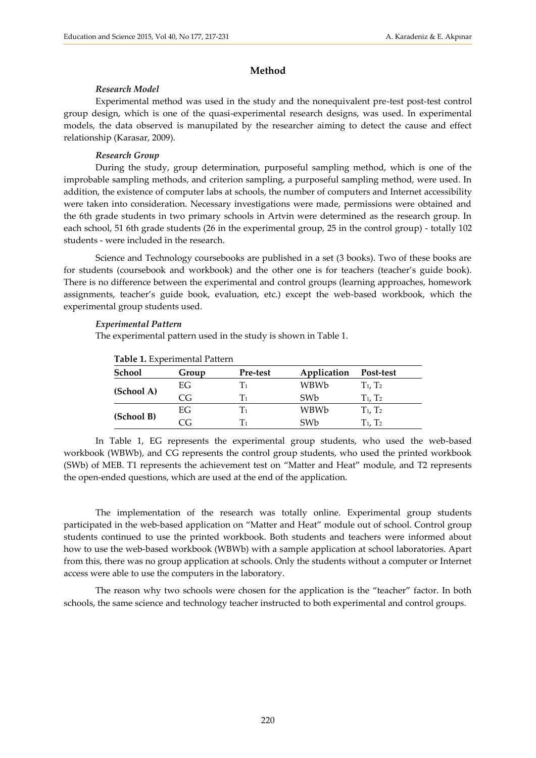## Method

### *Research Model*

Experimental method was used in the study and the nonequivalent pre-test post-test control group design, which is one of the quasi-experimental research designs, was used. In experimental models, the data observed is manupilated by the researcher aiming to detect the cause and effect relationship (Karasar, 2009).

### *Research Group*

During the study, group determination, purposeful sampling method, which is one of the improbable sampling methods, and criterion sampling, a purposeful sampling method, were used. In addition, the existence of computer labs at schools, the number of computers and Internet accessibility were taken into consideration. Necessary investigations were made, permissions were obtained and the 6th grade students in two primary schools in Artvin were determined as the research group. In each school, 51 6th grade students (26 in the experimental group, 25 in the control group) - totally 102 students - were included in the research.

Science and Technology coursebooks are published in a set (3 books). Two of these books are for students (coursebook and workbook) and the other one is for teachers (teacher's guide book). There is no difference between the experimental and control groups (learning approaches, homework assignments, teacher's guide book, evaluation, etc.) except the web-based workbook, which the experimental group students used.

### *Experimental Pattern*

The experimental pattern used in the study is shown in Table 1.

**Table 1.** Experimental Pattern

| School | Group | Pre-test | Application | Post-test |
|---|---|---|---|---|
| (School A) | EG | $T_1$ | WBWb | $T_1$, $T_2$ |
| | CG | $T_1$ | SWb | $T_1$, $T_2$ |
| (School B) | EG | $T_1$ | WBWb | $T_1$, $T_2$ |
| | CG | $T_1$ | SWb | $T_1$, $T_2$ |

In Table 1, EG represents the experimental group students, who used the web-based workbook (WBWb), and CG represents the control group students, who used the printed workbook (SWb) of MEB. T1 represents the achievement test on "Matter and Heat" module, and T2 represents the open-ended questions, which are used at the end of the application.

The implementation of the research was totally online. Experimental group students participated in the web-based application on "Matter and Heat" module out of school. Control group students continued to use the printed workbook. Both students and teachers were informed about how to use the web-based workbook (WBWb) with a sample application at school laboratories. Apart from this, there was no group application at schools. Only the students without a computer or Internet access were able to use the computers in the laboratory.

The reason why two schools were chosen for the application is the "teacher" factor. In both schools, the same science and technology teacher instructed to both experimental and control groups.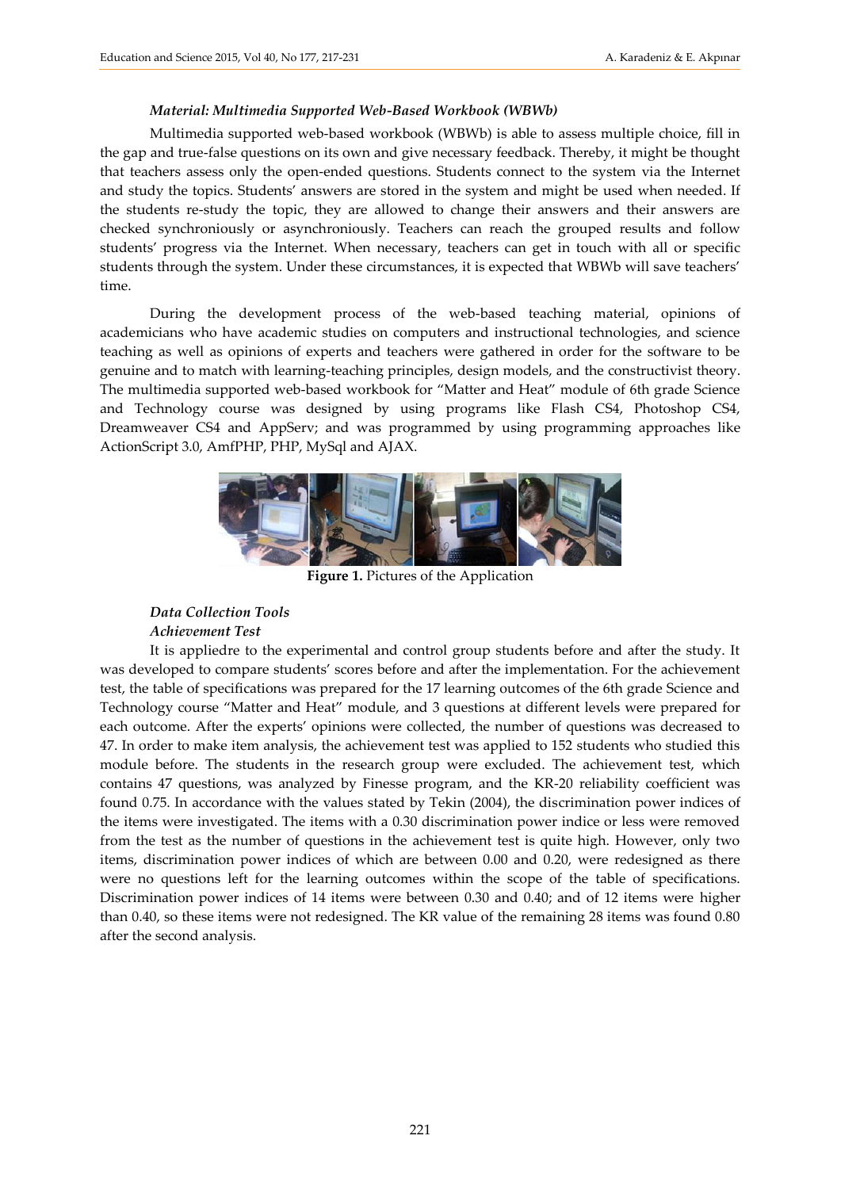### *Material: Multimedia Supported Web-Based Workbook (WBWb)*

Multimedia supported web-based workbook (WBWb) is able to assess multiple choice, fill in the gap and true-false questions on its own and give necessary feedback. Thereby, it might be thought that teachers assess only the open-ended questions. Students connect to the system via the Internet and study the topics. Students' answers are stored in the system and might be used when needed. If the students re-study the topic, they are allowed to change their answers and their answers are checked synchroniously or asynchroniously. Teachers can reach the grouped results and follow students' progress via the Internet. When necessary, teachers can get in touch with all or specific students through the system. Under these circumstances, it is expected that WBWb will save teachers' time.

During the development process of the web-based teaching material, opinions of academicians who have academic studies on computers and instructional technologies, and science teaching as well as opinions of experts and teachers were gathered in order for the software to be genuine and to match with learning-teaching principles, design models, and the constructivist theory. The multimedia supported web-based workbook for "Matter and Heat" module of 6th grade Science and Technology course was designed by using programs like Flash CS4, Photoshop CS4, Dreamweaver CS4 and AppServ; and was programmed by using programming approaches like ActionScript 3.0, AmfPHP, PHP, MySql and AJAX.

**Figure 1.** Pictures of the Application

### *Data Collection Tools*

#### *Achievement Test*

It is appliedre to the experimental and control group students before and after the study. It was developed to compare students' scores before and after the implementation. For the achievement test, the table of specifications was prepared for the 17 learning outcomes of the 6th grade Science and Technology course "Matter and Heat" module, and 3 questions at different levels were prepared for each outcome. After the experts' opinions were collected, the number of questions was decreased to 47. In order to make item analysis, the achievement test was applied to 152 students who studied this module before. The students in the research group were excluded. The achievement test, which contains 47 questions, was analyzed by Finesse program, and the KR-20 reliability coefficient was found 0.75. In accordance with the values stated by Tekin (2004), the discrimination power indices of the items were investigated. The items with a 0.30 discrimination power indice or less were removed from the test as the number of questions in the achievement test is quite high. However, only two items, discrimination power indices of which are between 0.00 and 0.20, were redesigned as there were no questions left for the learning outcomes within the scope of the table of specifications. Discrimination power indices of 14 items were between 0.30 and 0.40; and of 12 items were higher than 0.40, so these items were not redesigned. The KR value of the remaining 28 items was found 0.80 after the second analysis.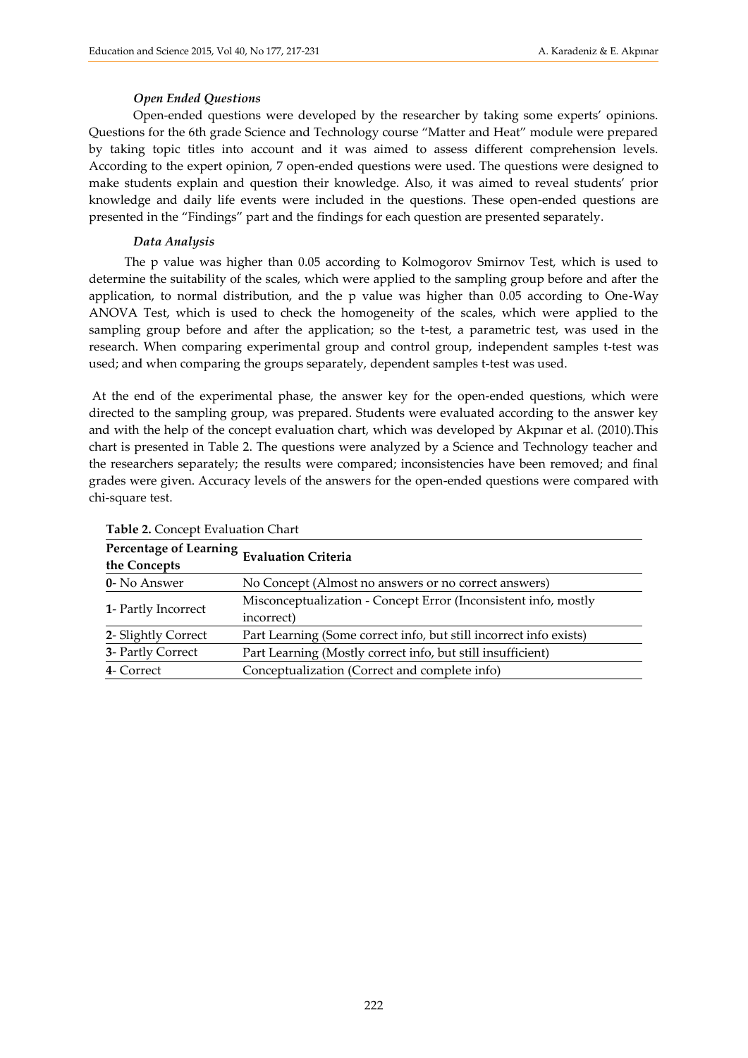*Open Ended Questions*

Open-ended questions were developed by the researcher by taking some experts' opinions. Questions for the 6th grade Science and Technology course "Matter and Heat" module were prepared by taking topic titles into account and it was aimed to assess different comprehension levels. According to the expert opinion, 7 open-ended questions were used. The questions were designed to make students explain and question their knowledge. Also, it was aimed to reveal students' prior knowledge and daily life events were included in the questions. These open-ended questions are presented in the "Findings" part and the findings for each question are presented separately.

*Data Analysis*

The p value was higher than 0.05 according to Kolmogorov Smirnov Test, which is used to determine the suitability of the scales, which were applied to the sampling group before and after the application, to normal distribution, and the p value was higher than 0.05 according to One-Way ANOVA Test, which is used to check the homogeneity of the scales, which were applied to the sampling group before and after the application; so the t-test, a parametric test, was used in the research. When comparing experimental group and control group, independent samples t-test was used; and when comparing the groups separately, dependent samples t-test was used.

At the end of the experimental phase, the answer key for the open-ended questions, which were directed to the sampling group, was prepared. Students were evaluated according to the answer key and with the help of the concept evaluation chart, which was developed by Akpınar et al. (2010).This chart is presented in Table 2. The questions were analyzed by a Science and Technology teacher and the researchers separately; the results were compared; inconsistencies have been removed; and final grades were given. Accuracy levels of the answers for the open-ended questions were compared with chi-square test.

**Table 2.** Concept Evaluation Chart

| Percentage of Learning the Concepts | Evaluation Criteria |
|---|---|
| **0**- No Answer | No Concept (Almost no answers or no correct answers) |
| **1**- Partly Incorrect | Misconceptualization - Concept Error (Inconsistent info, mostly incorrect) |
| **2**- Slightly Correct | Part Learning (Some correct info, but still incorrect info exists) |
| **3**- Partly Correct | Part Learning (Mostly correct info, but still insufficient) |
| **4**- Correct | Conceptualization (Correct and complete info) |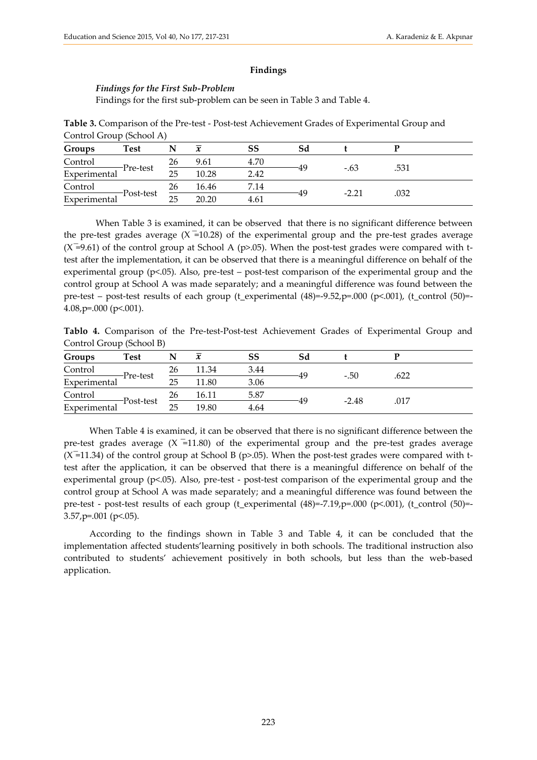## Findings

### *Findings for the First Sub-Problem*

Findings for the first sub-problem can be seen in Table 3 and Table 4.

**Table 3.** Comparison of the Pre-test - Post-test Achievement Grades of Experimental Group and Control Group (School A)

| Groups | Test | N | $\bar{x}$ | SS | Sd | t | P |
|---|---|---|---|---|---|---|---|
| Control | Pre-test | 26 | 9.61 | 4.70 | 49 | -.63 | .531 |
| Experimental | | 25 | 10.28 | 2.42 | | | |
| Control | Post-test | 26 | 16.46 | 7.14 | 49 | -2.21 | .032 |
| Experimental | | 25 | 20.20 | 4.61 | | | |

When Table 3 is examined, it can be observed that there is no significant difference between the pre-test grades average ($\bar{X}$=10.28) of the experimental group and the pre-test grades average ($\bar{X}$=9.61) of the control group at School A ($p>.05$). When the post-test grades were compared with t-test after the implementation, it can be observed that there is a meaningful difference on behalf of the experimental group ($p<.05$). Also, pre-test – post-test comparison of the experimental group and the control group at School A was made separately; and a meaningful difference was found between the pre-test – post-test results of each group ($t_{experimental}$ (48)=-9.52,p=.000 ($p<.001$), ($t_{control}$ (50)=-4.08,p=.000 ($p<.001$).

**Tablo 4.** Comparison of the Pre-test-Post-test Achievement Grades of Experimental Group and Control Group (School B)

| Groups | Test | N | $\bar{x}$ | SS | Sd | t | P |
|---|---|---|---|---|---|---|---|
| Control | Pre-test | 26 | 11.34 | 3.44 | 49 | -.50 | .622 |
| Experimental | | 25 | 11.80 | 3.06 | | | |
| Control | Post-test | 26 | 16.11 | 5.87 | 49 | -2.48 | .017 |
| Experimental | | 25 | 19.80 | 4.64 | | | |

When Table 4 is examined, it can be observed that there is no significant difference between the pre-test grades average ($\bar{X}$=11.80) of the experimental group and the pre-test grades average ($\bar{X}$=11.34) of the control group at School B ($p>.05$). When the post-test grades were compared with t-test after the application, it can be observed that there is a meaningful difference on behalf of the experimental group ($p<.05$). Also, pre-test - post-test comparison of the experimental group and the control group at School A was made separately; and a meaningful difference was found between the pre-test - post-test results of each group ($t_{experimental}$ (48)=-7.19,p=.000 ($p<.001$), ($t_{control}$ (50)=-3.57,p=.001 ($p<.05$).

According to the findings shown in Table 3 and Table 4, it can be concluded that the implementation affected students'learning positively in both schools. The traditional instruction also contributed to students' achievement positively in both schools, but less than the web-based application.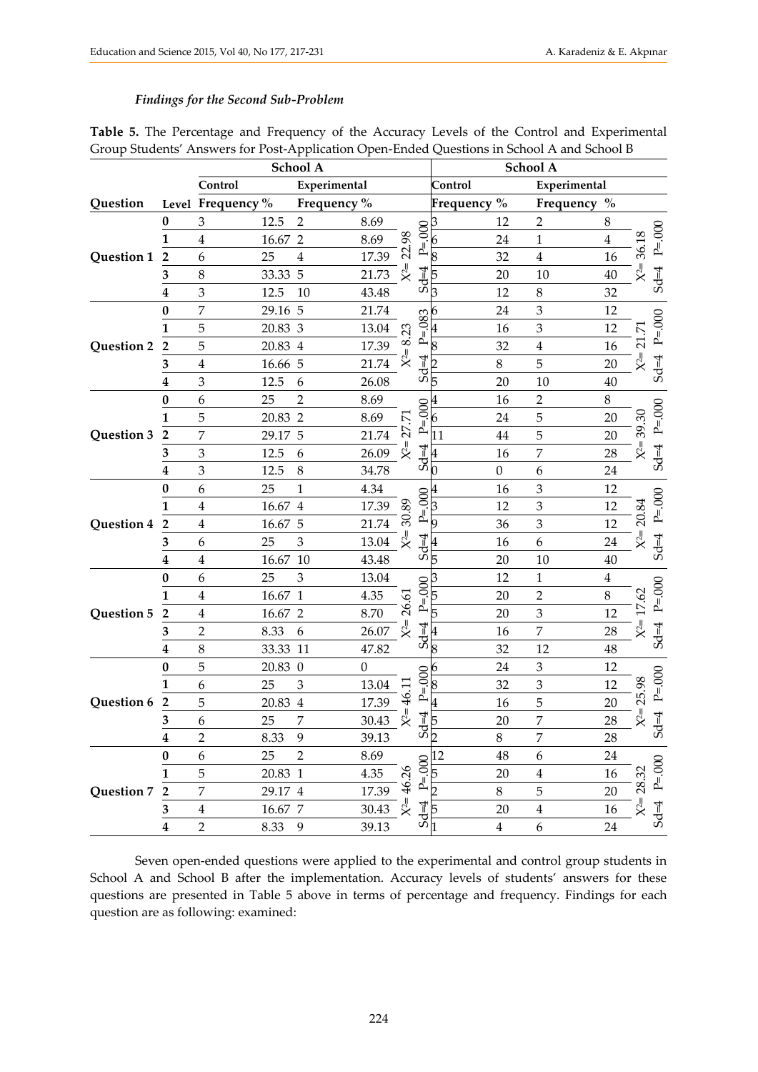#### *Findings for the Second Sub-Problem*

**Table 5.** The Percentage and Frequency of the Accuracy Levels of the Control and Experimental Group Students' Answers for Post-Application Open-Ended Questions in School A and School B

| | | School A | | | | | School A | | | | |
|---|---|---|---|---|---|---|---|---|---|---|---|
| | | Control | | Experimental | | | Control | | Experimental | | |
| Question | Level | Frequency | % | Frequency | % | | Frequency | % | Frequency | % | |
| Question 1 | 0 | 3 | 12.5 | 2 | 8.69 | $X^2$= 22.98 Sd=4 P=.000 | 3 | 12 | 2 | 8 | $X^2$= 36.18 Sd=4 P=.000 |
| | 1 | 4 | 16.67 | 2 | 8.69 | | 6 | 24 | 1 | 4 | |
| | 2 | 6 | 25 | 4 | 17.39 | | 8 | 32 | 4 | 16 | |
| | 3 | 8 | 33.33 | 5 | 21.73 | | 5 | 20 | 10 | 40 | |
| | 4 | 3 | 12.5 | 10 | 43.48 | | 3 | 12 | 8 | 32 | |
| Question 2 | 0 | 7 | 29.16 | 5 | 21.74 | $X^2$= 8.23 Sd=4 P=.083 | 6 | 24 | 3 | 12 | $X^2$= 21.71 Sd=4 P=.000 |
| | 1 | 5 | 20.83 | 3 | 13.04 | | 4 | 16 | 3 | 12 | |
| | 2 | 5 | 20.83 | 4 | 17.39 | | 8 | 32 | 4 | 16 | |
| | 3 | 4 | 16.66 | 5 | 21.74 | | 2 | 8 | 5 | 20 | |
| | 4 | 3 | 12.5 | 6 | 26.08 | | 5 | 20 | 10 | 40 | |
| Question 3 | 0 | 6 | 25 | 2 | 8.69 | $X^2$= 27.71 Sd=4 P=.000 | 4 | 16 | 2 | 8 | $X^2$= 39.30 Sd=4 P=.000 |
| | 1 | 5 | 20.83 | 2 | 8.69 | | 6 | 24 | 5 | 20 | |
| | 2 | 7 | 29.17 | 5 | 21.74 | | 11 | 44 | 5 | 20 | |
| | 3 | 3 | 12.5 | 6 | 26.09 | | 4 | 16 | 7 | 28 | |
| | 4 | 3 | 12.5 | 8 | 34.78 | | 0 | 0 | 6 | 24 | |
| Question 4 | 0 | 6 | 25 | 1 | 4.34 | $X^2$= 30.89 Sd=4 P=.000 | 4 | 16 | 3 | 12 | $X^2$= 20.84 Sd=4 P=.000 |
| | 1 | 4 | 16.67 | 4 | 17.39 | | 3 | 12 | 3 | 12 | |
| | 2 | 4 | 16.67 | 5 | 21.74 | | 9 | 36 | 3 | 12 | |
| | 3 | 6 | 25 | 3 | 13.04 | | 4 | 16 | 6 | 24 | |
| | 4 | 4 | 16.67 | 10 | 43.48 | | 5 | 20 | 10 | 40 | |
| Question 5 | 0 | 6 | 25 | 3 | 13.04 | $X^2$= 26.61 Sd=4 P=.000 | 3 | 12 | 1 | 4 | $X^2$= 17.62 Sd=4 P=.000 |
| | 1 | 4 | 16.67 | 1 | 4.35 | | 5 | 20 | 2 | 8 | |
| | 2 | 4 | 16.67 | 2 | 8.70 | | 5 | 20 | 3 | 12 | |
| | 3 | 2 | 8.33 | 6 | 26.07 | | 4 | 16 | 7 | 28 | |
| | 4 | 8 | 33.33 | 11 | 47.82 | | 8 | 32 | 12 | 48 | |
| Question 6 | 0 | 5 | 20.83 | 0 | 0 | $X^2$= 46.11 Sd=4 P=.000 | 6 | 24 | 3 | 12 | $X^2$= 25.98 Sd=4 P=.000 |
| | 1 | 6 | 25 | 3 | 13.04 | | 8 | 32 | 3 | 12 | |
| | 2 | 5 | 20.83 | 4 | 17.39 | | 4 | 16 | 5 | 20 | |
| | 3 | 6 | 25 | 7 | 30.43 | | 5 | 20 | 7 | 28 | |
| | 4 | 2 | 8.33 | 9 | 39.13 | | 2 | 8 | 7 | 28 | |
| Question 7 | 0 | 6 | 25 | 2 | 8.69 | $X^2$= 46.26 Sd=4 P=.000 | 12 | 48 | 6 | 24 | $X^2$= 28.32 Sd=4 P=.000 |
| | 1 | 5 | 20.83 | 1 | 4.35 | | 5 | 20 | 4 | 16 | |
| | 2 | 7 | 29.17 | 4 | 17.39 | | 2 | 8 | 5 | 20 | |
| | 3 | 4 | 16.67 | 7 | 30.43 | | 5 | 20 | 4 | 16 | |
| | 4 | 2 | 8.33 | 9 | 39.13 | | 1 | 4 | 6 | 24 | |

Seven open-ended questions were applied to the experimental and control group students in School A and School B after the implementation. Accuracy levels of students' answers for these questions are presented in Table 5 above in terms of percentage and frequency. Findings for each question are as following: examined: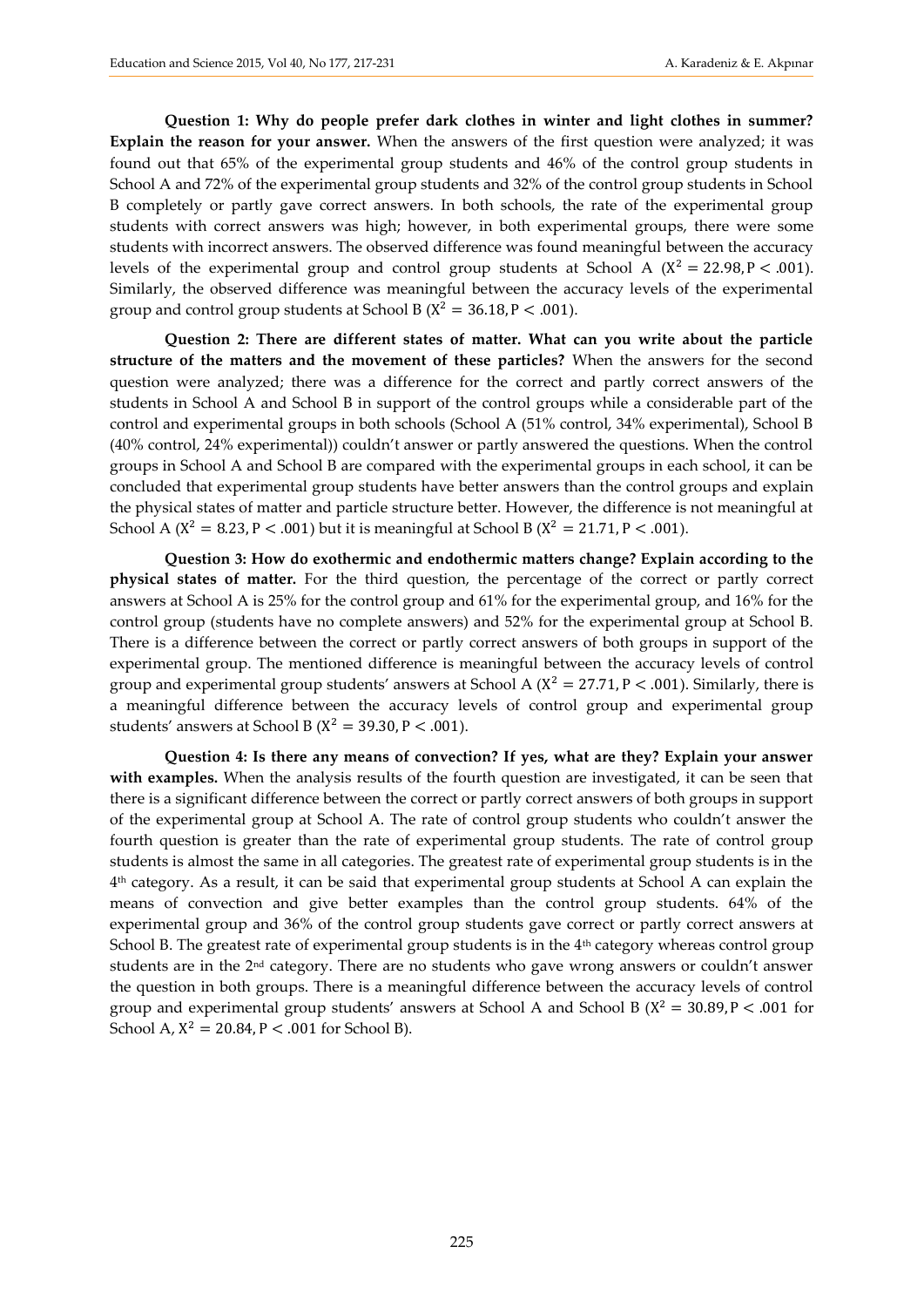**Question 1: Why do people prefer dark clothes in winter and light clothes in summer? Explain the reason for your answer.** When the answers of the first question were analyzed; it was found out that 65% of the experimental group students and 46% of the control group students in School A and 72% of the experimental group students and 32% of the control group students in School B completely or partly gave correct answers. In both schools, the rate of the experimental group students with correct answers was high; however, in both experimental groups, there were some students with incorrect answers. The observed difference was found meaningful between the accuracy levels of the experimental group and control group students at School A ($X^2 = 22.98, P < .001$). Similarly, the observed difference was meaningful between the accuracy levels of the experimental group and control group students at School B ($X^2 = 36.18, P < .001$).

**Question 2: There are different states of matter. What can you write about the particle structure of the matters and the movement of these particles?** When the answers for the second question were analyzed; there was a difference for the correct and partly correct answers of the students in School A and School B in support of the control groups while a considerable part of the control and experimental groups in both schools (School A (51% control, 34% experimental), School B (40% control, 24% experimental)) couldn't answer or partly answered the questions. When the control groups in School A and School B are compared with the experimental groups in each school, it can be concluded that experimental group students have better answers than the control groups and explain the physical states of matter and particle structure better. However, the difference is not meaningful at School A ($X^2 = 8.23, P < .001$) but it is meaningful at School B ($X^2 = 21.71, P < .001$).

**Question 3: How do exothermic and endothermic matters change? Explain according to the physical states of matter.** For the third question, the percentage of the correct or partly correct answers at School A is 25% for the control group and 61% for the experimental group, and 16% for the control group (students have no complete answers) and 52% for the experimental group at School B. There is a difference between the correct or partly correct answers of both groups in support of the experimental group. The mentioned difference is meaningful between the accuracy levels of control group and experimental group students' answers at School A ($X^2 = 27.71, P < .001$). Similarly, there is a meaningful difference between the accuracy levels of control group and experimental group students' answers at School B ($X^2 = 39.30, P < .001$).

**Question 4: Is there any means of convection? If yes, what are they? Explain your answer with examples.** When the analysis results of the fourth question are investigated, it can be seen that there is a significant difference between the correct or partly correct answers of both groups in support of the experimental group at School A. The rate of control group students who couldn't answer the fourth question is greater than the rate of experimental group students. The rate of control group students is almost the same in all categories. The greatest rate of experimental group students is in the 4th category. As a result, it can be said that experimental group students at School A can explain the means of convection and give better examples than the control group students. 64% of the experimental group and 36% of the control group students gave correct or partly correct answers at School B. The greatest rate of experimental group students is in the 4th category whereas control group students are in the 2nd category. There are no students who gave wrong answers or couldn't answer the question in both groups. There is a meaningful difference between the accuracy levels of control group and experimental group students' answers at School A and School B ($X^2 = 30.89, P < .001$ for School A, $X^2 = 20.84, P < .001$ for School B).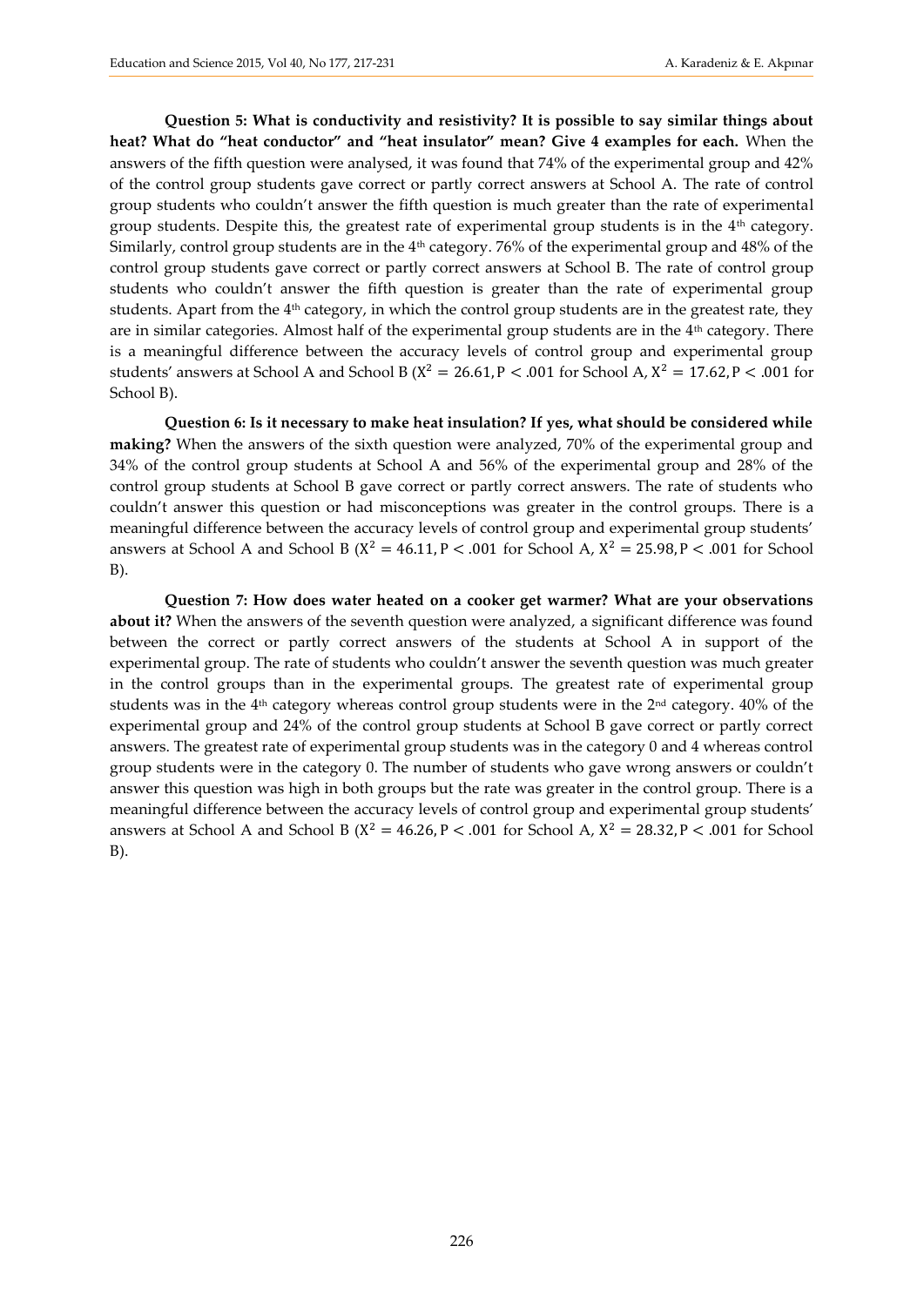**Question 5: What is conductivity and resistivity? It is possible to say similar things about heat? What do "heat conductor" and "heat insulator" mean? Give 4 examples for each.** When the answers of the fifth question were analysed, it was found that 74% of the experimental group and 42% of the control group students gave correct or partly correct answers at School A. The rate of control group students who couldn't answer the fifth question is much greater than the rate of experimental group students. Despite this, the greatest rate of experimental group students is in the 4th category. Similarly, control group students are in the 4th category. 76% of the experimental group and 48% of the control group students gave correct or partly correct answers at School B. The rate of control group students who couldn't answer the fifth question is greater than the rate of experimental group students. Apart from the 4th category, in which the control group students are in the greatest rate, they are in similar categories. Almost half of the experimental group students are in the 4th category. There is a meaningful difference between the accuracy levels of control group and experimental group students' answers at School A and School B ($X^2 = 26.61, P < .001$ for School A, $X^2 = 17.62, P < .001$ for School B).

**Question 6: Is it necessary to make heat insulation? If yes, what should be considered while making?** When the answers of the sixth question were analyzed, 70% of the experimental group and 34% of the control group students at School A and 56% of the experimental group and 28% of the control group students at School B gave correct or partly correct answers. The rate of students who couldn't answer this question or had misconceptions was greater in the control groups. There is a meaningful difference between the accuracy levels of control group and experimental group students' answers at School A and School B ($X^2 = 46.11, P < .001$ for School A, $X^2 = 25.98, P < .001$ for School B).

**Question 7: How does water heated on a cooker get warmer? What are your observations about it?** When the answers of the seventh question were analyzed, a significant difference was found between the correct or partly correct answers of the students at School A in support of the experimental group. The rate of students who couldn't answer the seventh question was much greater in the control groups than in the experimental groups. The greatest rate of experimental group students was in the 4th category whereas control group students were in the 2nd category. 40% of the experimental group and 24% of the control group students at School B gave correct or partly correct answers. The greatest rate of experimental group students was in the category 0 and 4 whereas control group students were in the category 0. The number of students who gave wrong answers or couldn't answer this question was high in both groups but the rate was greater in the control group. There is a meaningful difference between the accuracy levels of control group and experimental group students' answers at School A and School B ($X^2 = 46.26, P < .001$ for School A, $X^2 = 28.32, P < .001$ for School B).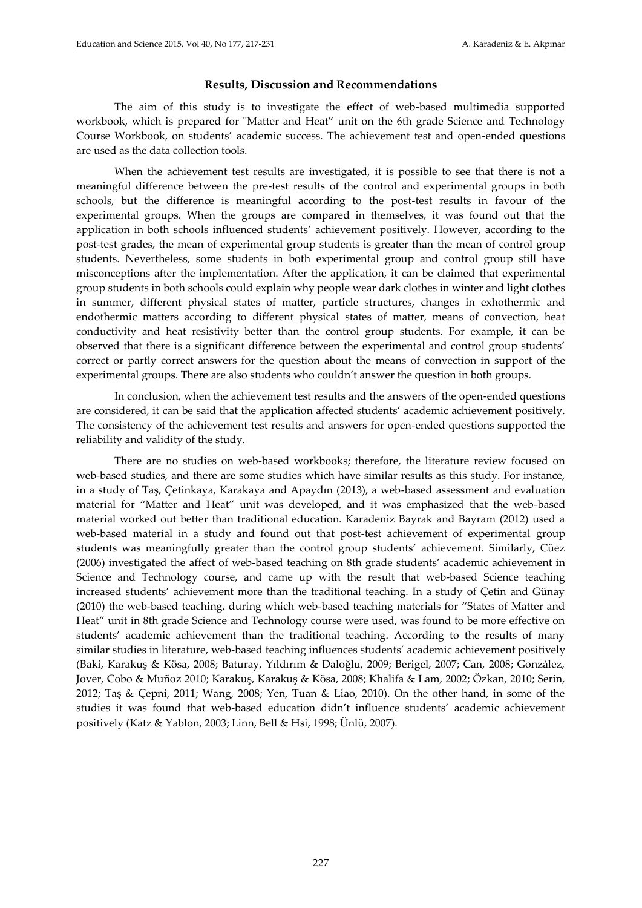## Results, Discussion and Recommendations

The aim of this study is to investigate the effect of web-based multimedia supported workbook, which is prepared for "Matter and Heat" unit on the 6th grade Science and Technology Course Workbook, on students' academic success. The achievement test and open-ended questions are used as the data collection tools.

When the achievement test results are investigated, it is possible to see that there is not a meaningful difference between the pre-test results of the control and experimental groups in both schools, but the difference is meaningful according to the post-test results in favour of the experimental groups. When the groups are compared in themselves, it was found out that the application in both schools influenced students' achievement positively. However, according to the post-test grades, the mean of experimental group students is greater than the mean of control group students. Nevertheless, some students in both experimental group and control group still have misconceptions after the implementation. After the application, it can be claimed that experimental group students in both schools could explain why people wear dark clothes in winter and light clothes in summer, different physical states of matter, particle structures, changes in exothermic and endothermic matters according to different physical states of matter, means of convection, heat conductivity and heat resistivity better than the control group students. For example, it can be observed that there is a significant difference between the experimental and control group students' correct or partly correct answers for the question about the means of convection in support of the experimental groups. There are also students who couldn't answer the question in both groups.

In conclusion, when the achievement test results and the answers of the open-ended questions are considered, it can be said that the application affected students' academic achievement positively. The consistency of the achievement test results and answers for open-ended questions supported the reliability and validity of the study.

There are no studies on web-based workbooks; therefore, the literature review focused on web-based studies, and there are some studies which have similar results as this study. For instance, in a study of Taş, Çetinkaya, Karakaya and Apaydın (2013), a web-based assessment and evaluation material for "Matter and Heat" unit was developed, and it was emphasized that the web-based material worked out better than traditional education. Karadeniz Bayrak and Bayram (2012) used a web-based material in a study and found out that post-test achievement of experimental group students was meaningfully greater than the control group students' achievement. Similarly, Cüez (2006) investigated the affect of web-based teaching on 8th grade students' academic achievement in Science and Technology course, and came up with the result that web-based Science teaching increased students' achievement more than the traditional teaching. In a study of Çetin and Günay (2010) the web-based teaching, during which web-based teaching materials for "States of Matter and Heat" unit in 8th grade Science and Technology course were used, was found to be more effective on students' academic achievement than the traditional teaching. According to the results of many similar studies in literature, web-based teaching influences students' academic achievement positively (Baki, Karakuş & Kösa, 2008; Baturay, Yıldırım & Daloğlu, 2009; Berigel, 2007; Can, 2008; González, Jover, Cobo & Muñoz 2010; Karakuş, Karakuş & Kösa, 2008; Khalifa & Lam, 2002; Özkan, 2010; Serin, 2012; Taş & Çepni, 2011; Wang, 2008; Yen, Tuan & Liao, 2010). On the other hand, in some of the studies it was found that web-based education didn't influence students' academic achievement positively (Katz & Yablon, 2003; Linn, Bell & Hsi, 1998; Ünlü, 2007).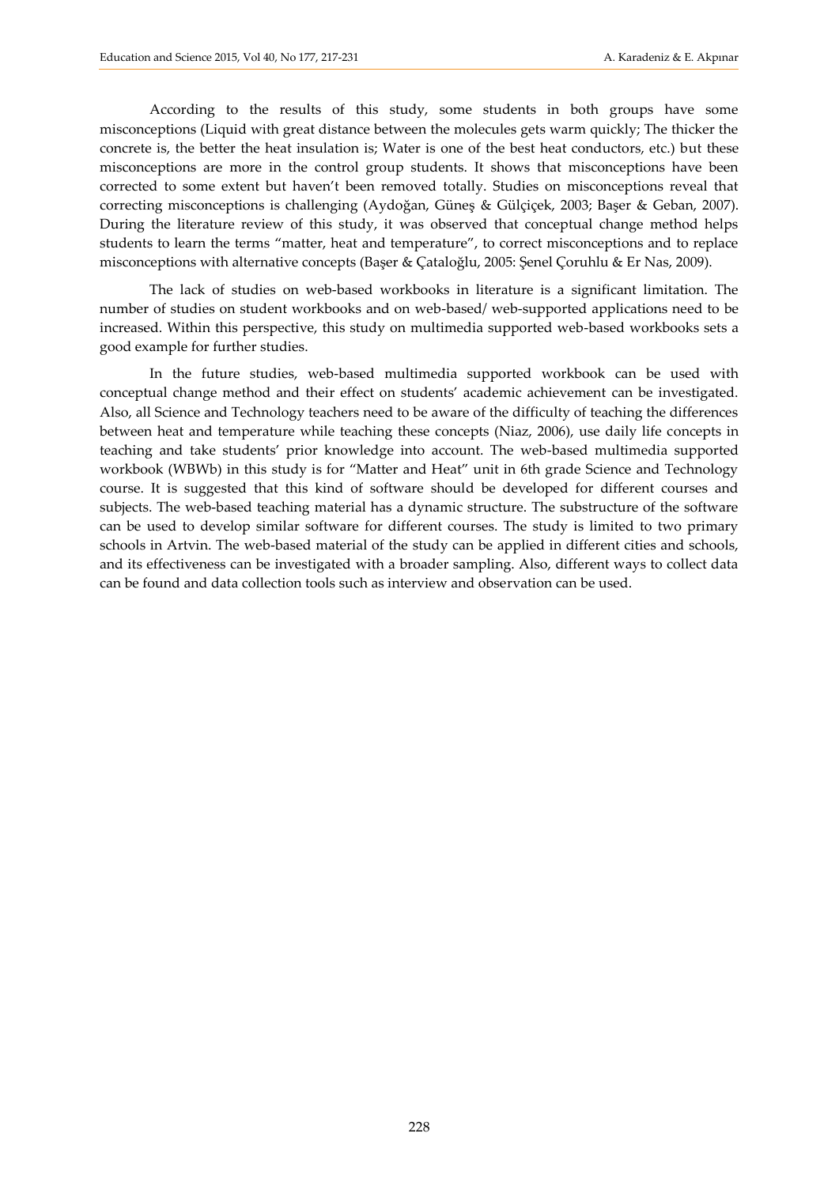According to the results of this study, some students in both groups have some misconceptions (Liquid with great distance between the molecules gets warm quickly; The thicker the concrete is, the better the heat insulation is; Water is one of the best heat conductors, etc.) but these misconceptions are more in the control group students. It shows that misconceptions have been corrected to some extent but haven't been removed totally. Studies on misconceptions reveal that correcting misconceptions is challenging (Aydoğan, Güneş & Gülçiçek, 2003; Başer & Geban, 2007). During the literature review of this study, it was observed that conceptual change method helps students to learn the terms "matter, heat and temperature", to correct misconceptions and to replace misconceptions with alternative concepts (Başer & Çataloğlu, 2005: Şenel Çoruhlu & Er Nas, 2009).

The lack of studies on web-based workbooks in literature is a significant limitation. The number of studies on student workbooks and on web-based/ web-supported applications need to be increased. Within this perspective, this study on multimedia supported web-based workbooks sets a good example for further studies.

In the future studies, web-based multimedia supported workbook can be used with conceptual change method and their effect on students' academic achievement can be investigated. Also, all Science and Technology teachers need to be aware of the difficulty of teaching the differences between heat and temperature while teaching these concepts (Niaz, 2006), use daily life concepts in teaching and take students' prior knowledge into account. The web-based multimedia supported workbook (WBWb) in this study is for "Matter and Heat" unit in 6th grade Science and Technology course. It is suggested that this kind of software should be developed for different courses and subjects. The web-based teaching material has a dynamic structure. The substructure of the software can be used to develop similar software for different courses. The study is limited to two primary schools in Artvin. The web-based material of the study can be applied in different cities and schools, and its effectiveness can be investigated with a broader sampling. Also, different ways to collect data can be found and data collection tools such as interview and observation can be used.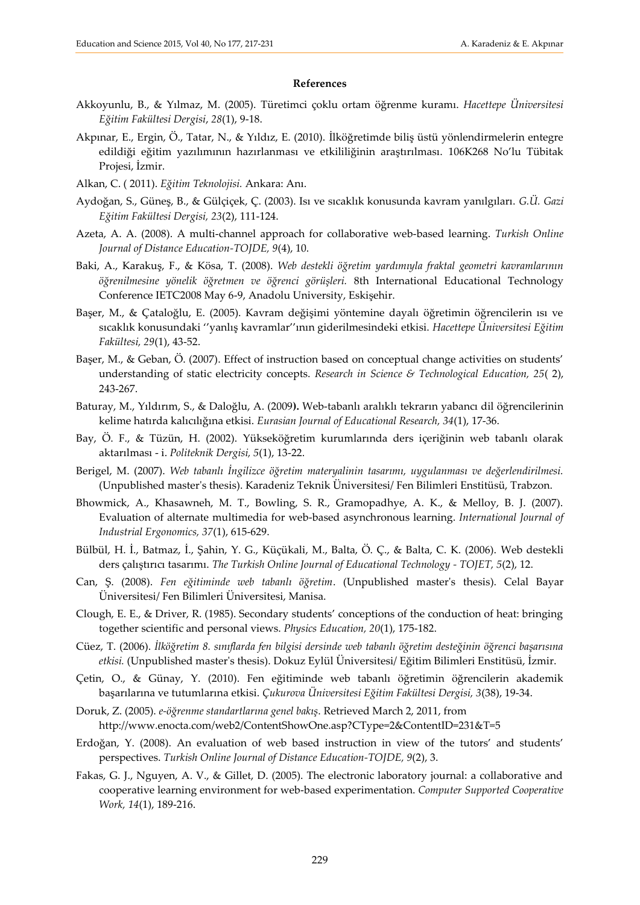## References

Akkoyunlu, B., & Yılmaz, M. (2005). Türetimci çoklu ortam öğrenme kuramı. *Hacettepe Üniversitesi Eğitim Fakültesi Dergisi*, *28*(1), 9-18.

Akpınar, E., Ergin, Ö., Tatar, N., & Yıldız, E. (2010). İlköğretimde biliş üstü yönlendirmelerin entegre edildiği eğitim yazılımının hazırlanması ve etkililiğinin araştırılması. 106K268 No'lu Tübitak Projesi, İzmir.

Alkan, C. ( 2011). *Eğitim Teknolojisi.* Ankara: Anı.

Aydoğan, S., Güneş, B., & Gülçiçek, Ç. (2003). Isı ve sıcaklık konusunda kavram yanılgıları. *G.Ü. Gazi Eğitim Fakültesi Dergisi, 23*(2), 111-124.

Azeta, A. A. (2008). A multi-channel approach for collaborative web-based learning. *Turkish Online Journal of Distance Education-TOJDE, 9*(4), 10.

Baki, A., Karakuş, F., & Kösa, T. (2008). *Web destekli öğretim yardımıyla fraktal geometri kavramlarının öğrenilmesine yönelik öğretmen ve öğrenci görüşleri.* 8th International Educational Technology Conference IETC2008 May 6-9, Anadolu University, Eskişehir.

Başer, M., & Çataloğlu, E. (2005). Kavram değişimi yöntemine dayalı öğretimin öğrencilerin ısı ve sıcaklık konusundaki ''yanlış kavramlar''ının giderilmesindeki etkisi. *Hacettepe Üniversitesi Eğitim Fakültesi, 29*(1), 43-52.

Başer, M., & Geban, Ö. (2007). Effect of instruction based on conceptual change activities on students' understanding of static electricity concepts. *Research in Science & Technological Education, 25*( 2), 243-267.

Baturay, M., Yıldırım, S., & Daloğlu, A. (2009**).** Web-tabanlı aralıklı tekrarın yabancı dil öğrencilerinin kelime hatırda kalıcılığına etkisi. *Eurasian Journal of Educational Research, 34*(1), 17-36.

Bay, Ö. F., & Tüzün, H. (2002). Yükseköğretim kurumlarında ders içeriğinin web tabanlı olarak aktarılması - i. *Politeknik Dergisi, 5*(1), 13-22.

Berigel, M. (2007). *Web tabanlı İngilizce öğretim materyalinin tasarımı, uygulanması ve değerlendirilmesi.* (Unpublished master's thesis). Karadeniz Teknik Üniversitesi/ Fen Bilimleri Enstitüsü, Trabzon.

Bhowmick, A., Khasawneh, M. T., Bowling, S. R., Gramopadhye, A. K., & Melloy, B. J. (2007). Evaluation of alternate multimedia for web-based asynchronous learning. *International Journal of Industrial Ergonomics, 37*(1), 615-629.

Bülbül, H. İ., Batmaz, İ., Şahin, Y. G., Küçükali, M., Balta, Ö. Ç., & Balta, C. K. (2006). Web destekli ders çalıştırıcı tasarımı. *The Turkish Online Journal of Educational Technology - TOJET, 5*(2), 12.

Can, Ş. (2008). *Fen eğitiminde web tabanlı öğretim*. (Unpublished master's thesis). Celal Bayar Üniversitesi/ Fen Bilimleri Üniversitesi, Manisa.

Clough, E. E., & Driver, R. (1985). Secondary students' conceptions of the conduction of heat: bringing together scientific and personal views. *Physics Education, 20*(1), 175-182.

Cüez, T. (2006). *İlköğretim 8. sınıflarda fen bilgisi dersinde web tabanlı öğretim desteğinin öğrenci başarısına etkisi.* (Unpublished master's thesis). Dokuz Eylül Üniversitesi/ Eğitim Bilimleri Enstitüsü, İzmir.

Çetin, O., & Günay, Y. (2010). Fen eğitiminde web tabanlı öğretimin öğrencilerin akademik başarılarına ve tutumlarına etkisi. *Çukurova Üniversitesi Eğitim Fakültesi Dergisi, 3*(38), 19-34.

Doruk, Z. (2005). *e-öğrenme standartlarına genel bakış*. Retrieved March 2, 2011, from http://www.enocta.com/web2/ContentShowOne.asp?CType=2&ContentID=231&T=5

Erdoğan, Y. (2008). An evaluation of web based instruction in view of the tutors' and students' perspectives. *Turkish Online Journal of Distance Education-TOJDE, 9*(2), 3.

Fakas, G. J., Nguyen, A. V., & Gillet, D. (2005). The electronic laboratory journal: a collaborative and cooperative learning environment for web-based experimentation. *Computer Supported Cooperative Work, 14*(1), 189-216.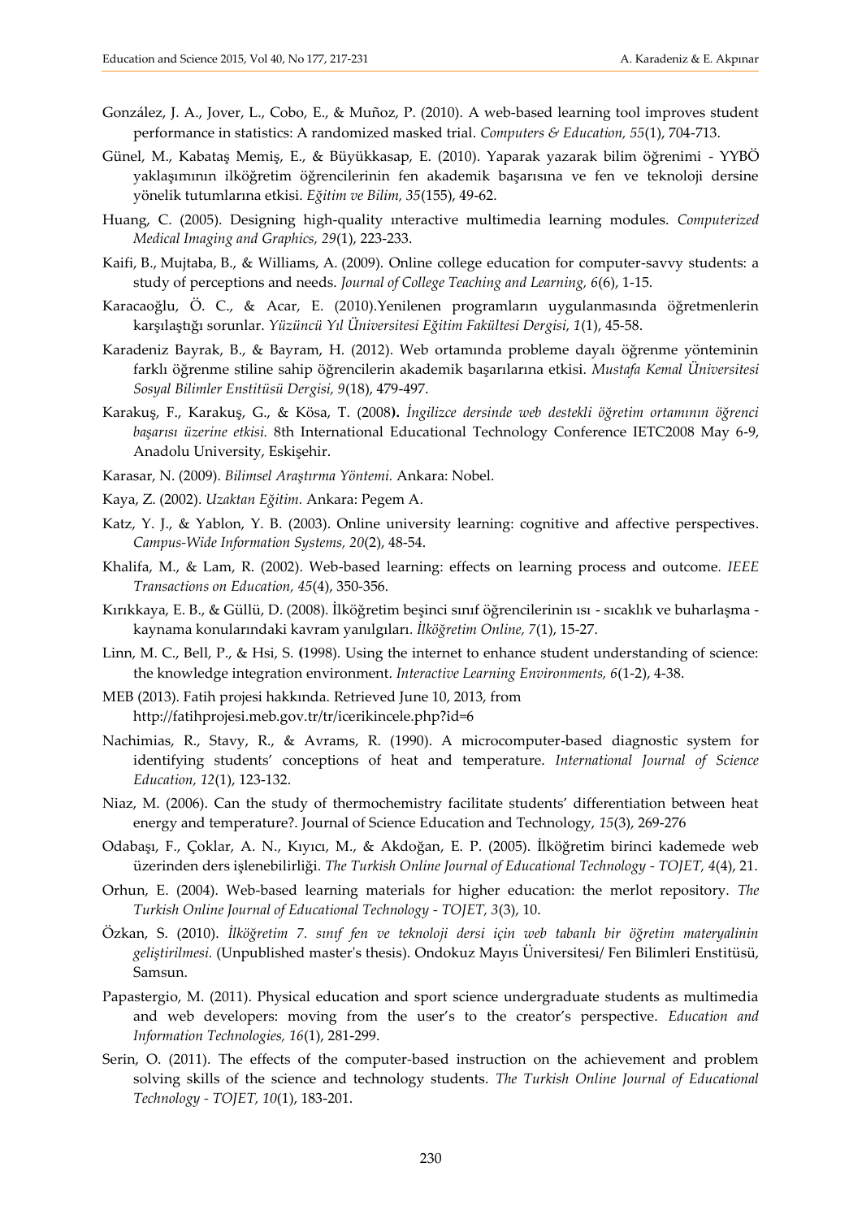González, J. A., Jover, L., Cobo, E., & Muñoz, P. (2010). A web-based learning tool improves student performance in statistics: A randomized masked trial. *Computers & Education, 55*(1), 704-713.

Günel, M., Kabataş Memiş, E., & Büyükkasap, E. (2010). Yaparak yazarak bilim öğrenimi - YYBÖ yaklaşımının ilköğretim öğrencilerinin fen akademik başarısına ve fen ve teknoloji dersine yönelik tutumlarına etkisi. *Eğitim ve Bilim, 35*(155), 49-62.

Huang, C. (2005). Designing high-quality ınteractive multimedia learning modules. *Computerized Medical Imaging and Graphics, 29*(1), 223-233.

Kaifi, B., Mujtaba, B., & Williams, A. (2009). Online college education for computer-savvy students: a study of perceptions and needs. *Journal of College Teaching and Learning, 6*(6), 1-15.

Karacaoğlu, Ö. C., & Acar, E. (2010).Yenilenen programların uygulanmasında öğretmenlerin karşılaştığı sorunlar. *Yüzüncü Yıl Üniversitesi Eğitim Fakültesi Dergisi, 1*(1), 45-58.

Karadeniz Bayrak, B., & Bayram, H. (2012). Web ortamında probleme dayalı öğrenme yönteminin farklı öğrenme stiline sahip öğrencilerin akademik başarılarına etkisi. *Mustafa Kemal Üniversitesi Sosyal Bilimler Enstitüsü Dergisi, 9*(18), 479-497.

Karakuş, F., Karakuş, G., & Kösa, T. (2008**).** *İngilizce dersinde web destekli öğretim ortamının öğrenci başarısı üzerine etkisi.* 8th International Educational Technology Conference IETC2008 May 6-9, Anadolu University, Eskişehir.

Karasar, N. (2009). *Bilimsel Araştırma Yöntemi.* Ankara: Nobel.

Kaya, Z. (2002). *Uzaktan Eğitim.* Ankara: Pegem A.

Katz, Y. J., & Yablon, Y. B. (2003). Online university learning: cognitive and affective perspectives. *Campus-Wide Information Systems, 20*(2), 48-54.

Khalifa, M., & Lam, R. (2002). Web-based learning: effects on learning process and outcome. *IEEE Transactions on Education, 45*(4), 350-356.

Kırıkkaya, E. B., & Güllü, D. (2008). İlköğretim beşinci sınıf öğrencilerinin ısı - sıcaklık ve buharlaşma - kaynama konularındaki kavram yanılgıları. *İlköğretim Online, 7*(1), 15-27.

Linn, M. C., Bell, P., & Hsi, S. **(**1998). Using the internet to enhance student understanding of science: the knowledge integration environment. *Interactive Learning Environments, 6*(1-2), 4-38.

MEB (2013). Fatih projesi hakkında. Retrieved June 10, 2013, from http://fatihprojesi.meb.gov.tr/tr/icerikincele.php?id=6

Nachimias, R., Stavy, R., & Avrams, R. (1990). A microcomputer-based diagnostic system for identifying students' conceptions of heat and temperature. *International Journal of Science Education, 12*(1), 123-132.

Niaz, M. (2006). Can the study of thermochemistry facilitate students' differentiation between heat energy and temperature?. Journal of Science Education and Technology, *15*(3), 269-276

Odabaşı, F., Çoklar, A. N., Kıyıcı, M., & Akdoğan, E. P. (2005). İlköğretim birinci kademede web üzerinden ders işlenebilirliği. *The Turkish Online Journal of Educational Technology - TOJET, 4*(4), 21.

Orhun, E. (2004). Web-based learning materials for higher education: the merlot repository. *The Turkish Online Journal of Educational Technology - TOJET, 3*(3), 10.

Özkan, S. (2010). *İlköğretim 7. sınıf fen ve teknoloji dersi için web tabanlı bir öğretim materyalinin geliştirilmesi.* (Unpublished master's thesis). Ondokuz Mayıs Üniversitesi/ Fen Bilimleri Enstitüsü, Samsun.

Papastergio, M. (2011). Physical education and sport science undergraduate students as multimedia and web developers: moving from the user's to the creator's perspective. *Education and Information Technologies, 16*(1), 281-299.

Serin, O. (2011). The effects of the computer-based instruction on the achievement and problem solving skills of the science and technology students. *The Turkish Online Journal of Educational Technology - TOJET, 10*(1), 183-201.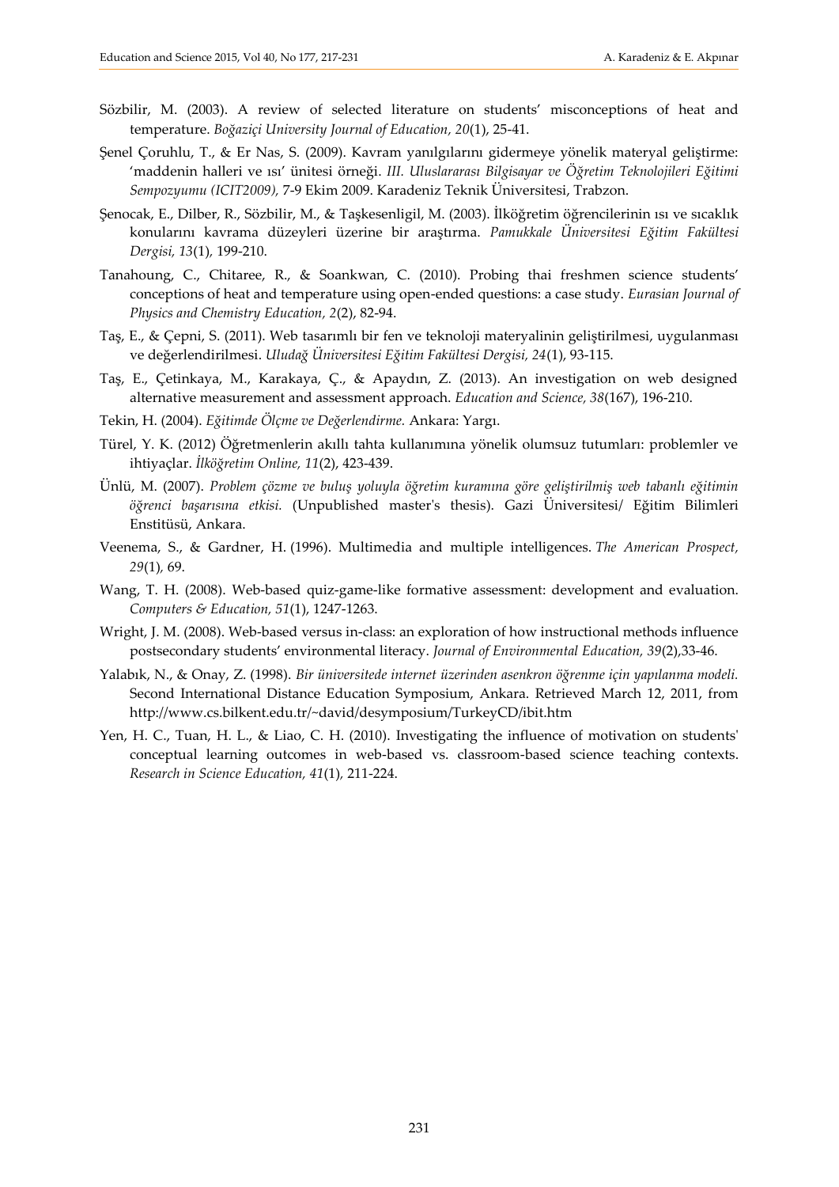Sözbilir, M. (2003). A review of selected literature on students' misconceptions of heat and temperature. *Boğaziçi University Journal of Education, 20*(1), 25-41.

Şenel Çoruhlu, T., & Er Nas, S. (2009). Kavram yanılgılarını gidermeye yönelik materyal geliştirme: 'maddenin halleri ve ısı' ünitesi örneği. *III. Uluslararası Bilgisayar ve Öğretim Teknolojileri Eğitimi Sempozyumu (ICIT2009)*, 7-9 Ekim 2009. Karadeniz Teknik Üniversitesi, Trabzon.

Şenocak, E., Dilber, R., Sözbilir, M., & Taşkesenligil, M. (2003). İlköğretim öğrencilerinin ısı ve sıcaklık konularını kavrama düzeyleri üzerine bir araştırma. *Pamukkale Üniversitesi Eğitim Fakültesi Dergisi, 13*(1), 199-210.

Tanahoung, C., Chitaree, R., & Soankwan, C. (2010). Probing thai freshmen science students' conceptions of heat and temperature using open-ended questions: a case study. *Eurasian Journal of Physics and Chemistry Education, 2*(2), 82-94.

Taş, E., & Çepni, S. (2011). Web tasarımlı bir fen ve teknoloji materyalinin geliştirilmesi, uygulanması ve değerlendirilmesi. *Uludağ Üniversitesi Eğitim Fakültesi Dergisi, 24*(1), 93-115.

Taş, E., Çetinkaya, M., Karakaya, Ç., & Apaydın, Z. (2013). An investigation on web designed alternative measurement and assessment approach. *Education and Science, 38*(167), 196-210.

Tekin, H. (2004). *Eğitimde Ölçme ve Değerlendirme.* Ankara: Yargı.

Türel, Y. K. (2012) Öğretmenlerin akıllı tahta kullanımına yönelik olumsuz tutumları: problemler ve ihtiyaçlar. *İlköğretim Online, 11*(2), 423-439.

Ünlü, M. (2007). *Problem çözme ve buluş yoluyla öğretim kuramına göre geliştirilmiş web tabanlı eğitimin öğrenci başarısına etkisi.* (Unpublished master's thesis). Gazi Üniversitesi/ Eğitim Bilimleri Enstitüsü, Ankara.

Veenema, S., & Gardner, H. (1996). Multimedia and multiple intelligences. *The American Prospect, 29*(1), 69.

Wang, T. H. (2008). Web-based quiz-game-like formative assessment: development and evaluation. *Computers & Education, 51*(1), 1247-1263.

Wright, J. M. (2008). Web-based versus in-class: an exploration of how instructional methods influence postsecondary students' environmental literacy. *Journal of Environmental Education, 39*(2),33-46.

Yalabık, N., & Onay, Z. (1998). *Bir üniversitede internet üzerinden asenkron öğrenme için yapılanma modeli.* Second International Distance Education Symposium, Ankara. Retrieved March 12, 2011, from http://www.cs.bilkent.edu.tr/~david/desymposium/TurkeyCD/ibit.htm

Yen, H. C., Tuan, H. L., & Liao, C. H. (2010). Investigating the influence of motivation on students' conceptual learning outcomes in web-based vs. classroom-based science teaching contexts. *Research in Science Education, 41*(1), 211-224.